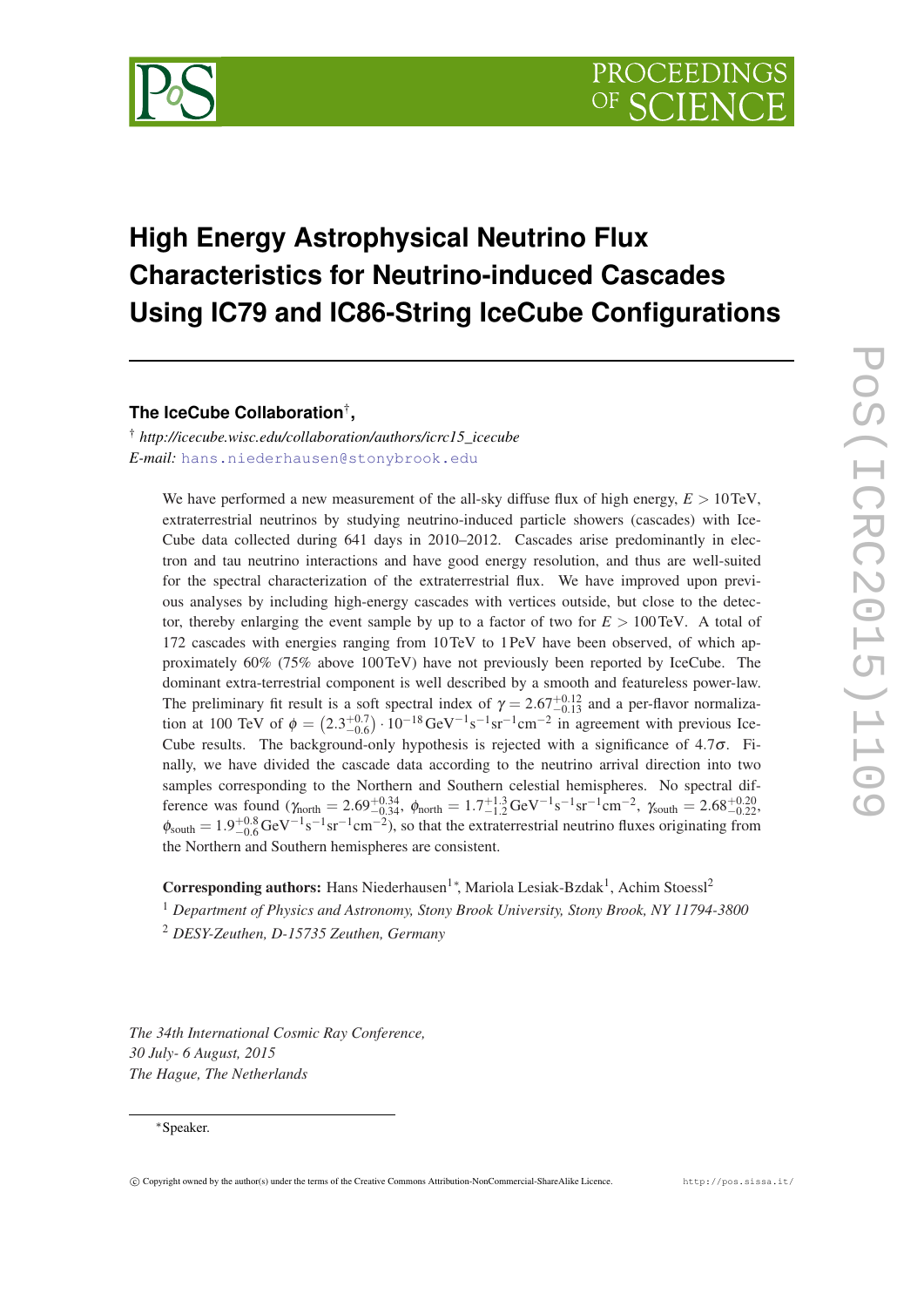# High Energy Astrophysical Neutrino Flux Characteristics for Neutrino-induced Cascades Using IC79 and IC86-String IceCube Configurations

**The IceCube Collaboration**[†],

[†] *http://icecube.wisc.edu/collaboration/authors/icrc15_icecube*
*E-mail:* hans.niederhausen@stonybrook.edu

We have performed a new measurement of the all-sky diffuse flux of high energy, $E > 10\,\text{TeV}$, extraterrestrial neutrinos by studying neutrino-induced particle showers (cascades) with IceCube data collected during 641 days in 2010–2012. Cascades arise predominantly in electron and tau neutrino interactions and have good energy resolution, and thus are well-suited for the spectral characterization of the extraterrestrial flux. We have improved upon previous analyses by including high-energy cascades with vertices outside, but close to the detector, thereby enlarging the event sample by up to a factor of two for $E > 100\,\text{TeV}$. A total of 172 cascades with energies ranging from 10 TeV to 1 PeV have been observed, of which approximately 60% (75% above 100 TeV) have not previously been reported by IceCube. The dominant extra-terrestrial component is well described by a smooth and featureless power-law. The preliminary fit result is a soft spectral index of $\gamma = 2.67^{+0.12}_{-0.13}$ and a per-flavor normalization at 100 TeV of $\phi = \left(2.3^{+0.7}_{-0.6}\right) \cdot 10^{-18}\,\text{GeV}^{-1}\text{s}^{-1}\text{sr}^{-1}\text{cm}^{-2}$ in agreement with previous IceCube results. The background-only hypothesis is rejected with a significance of $4.7\sigma$. Finally, we have divided the cascade data according to the neutrino arrival direction into two samples corresponding to the Northern and Southern celestial hemispheres. No spectral difference was found ($\gamma_{\text{north}} = 2.69^{+0.34}_{-0.34}$, $\phi_{\text{north}} = 1.7^{+1.3}_{-1.2}\,\text{GeV}^{-1}\text{s}^{-1}\text{sr}^{-1}\text{cm}^{-2}$, $\gamma_{\text{south}} = 2.68^{+0.20}_{-0.22}$, $\phi_{\text{south}} = 1.9^{+0.8}_{-0.6}\,\text{GeV}^{-1}\text{s}^{-1}\text{sr}^{-1}\text{cm}^{-2}$), so that the extraterrestrial neutrino fluxes originating from the Northern and Southern hemispheres are consistent.

**Corresponding authors:** Hans Niederhausen[1]*, Mariola Lesiak-Bzdak[1], Achim Stoessl[2]
[1] *Department of Physics and Astronomy, Stony Brook University, Stony Brook, NY 11794-3800*
[2] *DESY-Zeuthen, D-15735 Zeuthen, Germany*

*The 34th International Cosmic Ray Conference,*
*30 July- 6 August, 2015*
*The Hague, The Netherlands*

*Speaker.

© Copyright owned by the author(s) under the terms of the Creative Commons Attribution-NonCommercial-ShareAlike Licence. http://pos.sissa.it/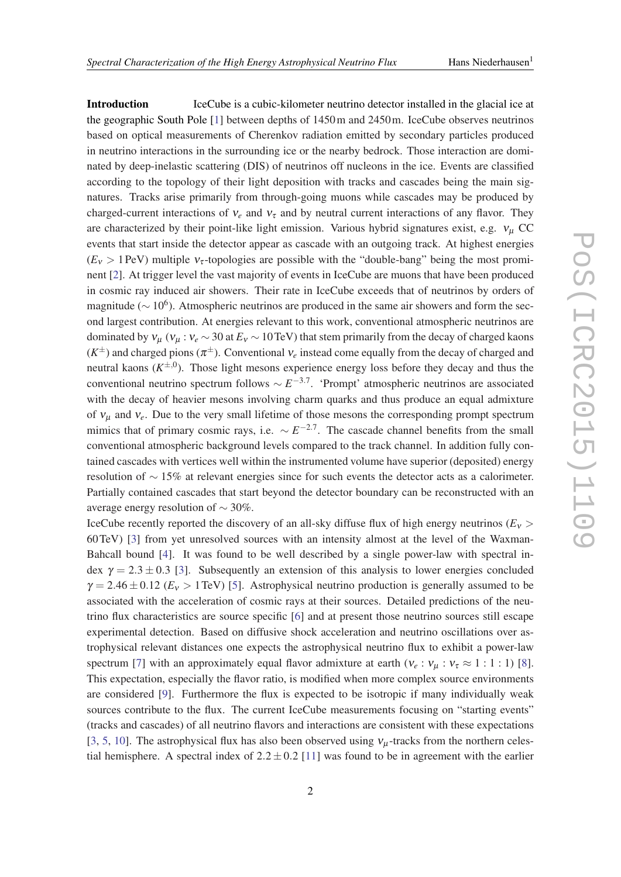**Introduction** IceCube is a cubic-kilometer neutrino detector installed in the glacial ice at the geographic South Pole [1] between depths of 1450 m and 2450 m. IceCube observes neutrinos based on optical measurements of Cherenkov radiation emitted by secondary particles produced in neutrino interactions in the surrounding ice or the nearby bedrock. Those interaction are dominated by deep-inelastic scattering (DIS) of neutrinos off nucleons in the ice. Events are classified according to the topology of their light deposition with tracks and cascades being the main signatures. Tracks arise primarily from through-going muons while cascades may be produced by charged-current interactions of $\nu_e$ and $\nu_\tau$ and by neutral current interactions of any flavor. They are characterized by their point-like light emission. Various hybrid signatures exist, e.g. $\nu_\mu$ CC events that start inside the detector appear as cascade with an outgoing track. At highest energies ($E_\nu > 1\,\mathrm{PeV}$) multiple $\nu_\tau$-topologies are possible with the "double-bang" being the most prominent [2]. At trigger level the vast majority of events in IceCube are muons that have been produced in cosmic ray induced air showers. Their rate in IceCube exceeds that of neutrinos by orders of magnitude ($\sim 10^6$). Atmospheric neutrinos are produced in the same air showers and form the second largest contribution. At energies relevant to this work, conventional atmospheric neutrinos are dominated by $\nu_\mu$ ($\nu_\mu : \nu_e \sim 30$ at $E_\nu \sim 10\,\mathrm{TeV}$) that stem primarily from the decay of charged kaons ($K^\pm$) and charged pions ($\pi^\pm$). Conventional $\nu_e$ instead come equally from the decay of charged and neutral kaons ($K^{\pm,0}$). Those light mesons experience energy loss before they decay and thus the conventional neutrino spectrum follows $\sim E^{-3.7}$. 'Prompt' atmospheric neutrinos are associated with the decay of heavier mesons involving charm quarks and thus produce an equal admixture of $\nu_\mu$ and $\nu_e$. Due to the very small lifetime of those mesons the corresponding prompt spectrum mimics that of primary cosmic rays, i.e. $\sim E^{-2.7}$. The cascade channel benefits from the small conventional atmospheric background levels compared to the track channel. In addition fully contained cascades with vertices well within the instrumented volume have superior (deposited) energy resolution of $\sim 15\%$ at relevant energies since for such events the detector acts as a calorimeter. Partially contained cascades that start beyond the detector boundary can be reconstructed with an average energy resolution of $\sim 30\%$.

IceCube recently reported the discovery of an all-sky diffuse flux of high energy neutrinos ($E_\nu > 60\,\mathrm{TeV}$) [3] from yet unresolved sources with an intensity almost at the level of the Waxman-Bahcall bound [4]. It was found to be well described by a single power-law with spectral index $\gamma = 2.3 \pm 0.3$ [3]. Subsequently an extension of this analysis to lower energies concluded $\gamma = 2.46 \pm 0.12$ ($E_\nu > 1\,\mathrm{TeV}$) [5]. Astrophysical neutrino production is generally assumed to be associated with the acceleration of cosmic rays at their sources. Detailed predictions of the neutrino flux characteristics are source specific [6] and at present those neutrino sources still escape experimental detection. Based on diffusive shock acceleration and neutrino oscillations over astrophysical relevant distances one expects the astrophysical neutrino flux to exhibit a power-law spectrum [7] with an approximately equal flavor admixture at earth ($\nu_e : \nu_\mu : \nu_\tau \approx 1:1:1$) [8]. This expectation, especially the flavor ratio, is modified when more complex source environments are considered [9]. Furthermore the flux is expected to be isotropic if many individually weak sources contribute to the flux. The current IceCube measurements focusing on "starting events" (tracks and cascades) of all neutrino flavors and interactions are consistent with these expectations [3, 5, 10]. The astrophysical flux has also been observed using $\nu_\mu$-tracks from the northern celestial hemisphere. A spectral index of $2.2 \pm 0.2$ [11] was found to be in agreement with the earlier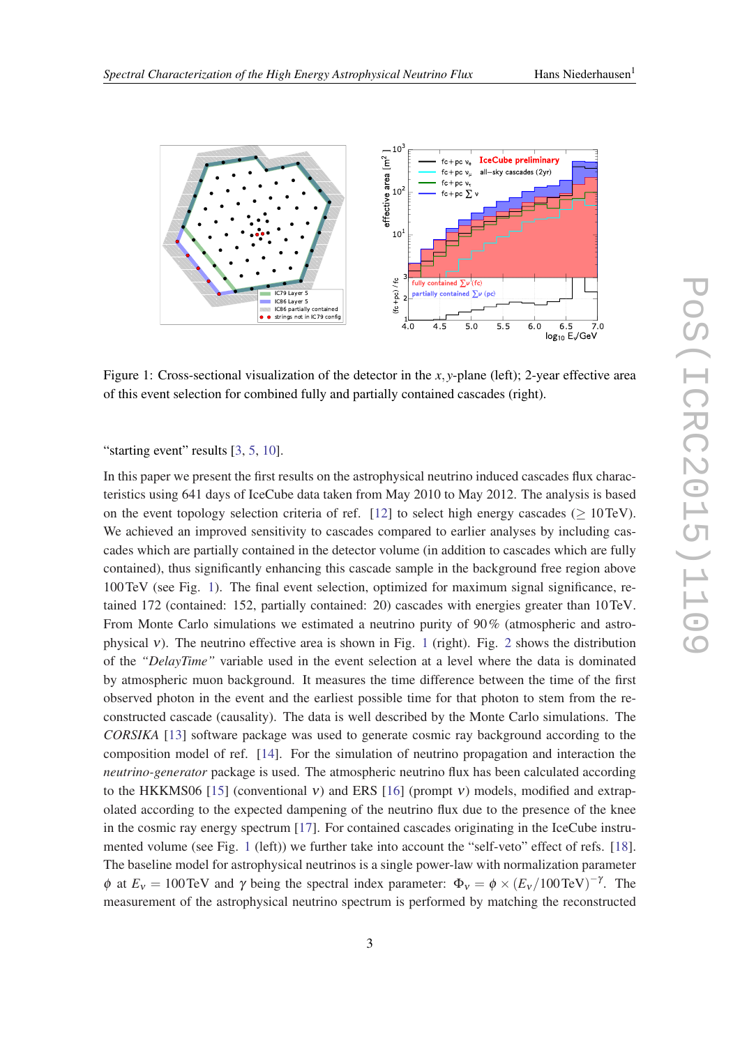Figure 1: Cross-sectional visualization of the detector in the $x,y$-plane (left); 2-year effective area of this event selection for combined fully and partially contained cascades (right).

"starting event" results [3, 5, 10].

In this paper we present the first results on the astrophysical neutrino induced cascades flux characteristics using 641 days of IceCube data taken from May 2010 to May 2012. The analysis is based on the event topology selection criteria of ref. [12] to select high energy cascades ($\geq$ 10 TeV). We achieved an improved sensitivity to cascades compared to earlier analyses by including cascades which are partially contained in the detector volume (in addition to cascades which are fully contained), thus significantly enhancing this cascade sample in the background free region above 100 TeV (see Fig. 1). The final event selection, optimized for maximum signal significance, retained 172 (contained: 152, partially contained: 20) cascades with energies greater than 10 TeV. From Monte Carlo simulations we estimated a neutrino purity of 90 % (atmospheric and astrophysical $\nu$). The neutrino effective area is shown in Fig. 1 (right). Fig. 2 shows the distribution of the *"DelayTime"* variable used in the event selection at a level where the data is dominated by atmospheric muon background. It measures the time difference between the time of the first observed photon in the event and the earliest possible time for that photon to stem from the reconstructed cascade (causality). The data is well described by the Monte Carlo simulations. The *CORSIKA* [13] software package was used to generate cosmic ray background according to the composition model of ref. [14]. For the simulation of neutrino propagation and interaction the *neutrino-generator* package is used. The atmospheric neutrino flux has been calculated according to the HKKMS06 [15] (conventional $\nu$) and ERS [16] (prompt $\nu$) models, modified and extrapolated according to the expected dampening of the neutrino flux due to the presence of the knee in the cosmic ray energy spectrum [17]. For contained cascades originating in the IceCube instrumented volume (see Fig. 1 (left)) we further take into account the "self-veto" effect of refs. [18]. The baseline model for astrophysical neutrinos is a single power-law with normalization parameter $\phi$ at $E_\nu = 100\,\text{TeV}$ and $\gamma$ being the spectral index parameter: $\Phi_\nu = \phi \times (E_\nu/100\,\text{TeV})^{-\gamma}$. The measurement of the astrophysical neutrino spectrum is performed by matching the reconstructed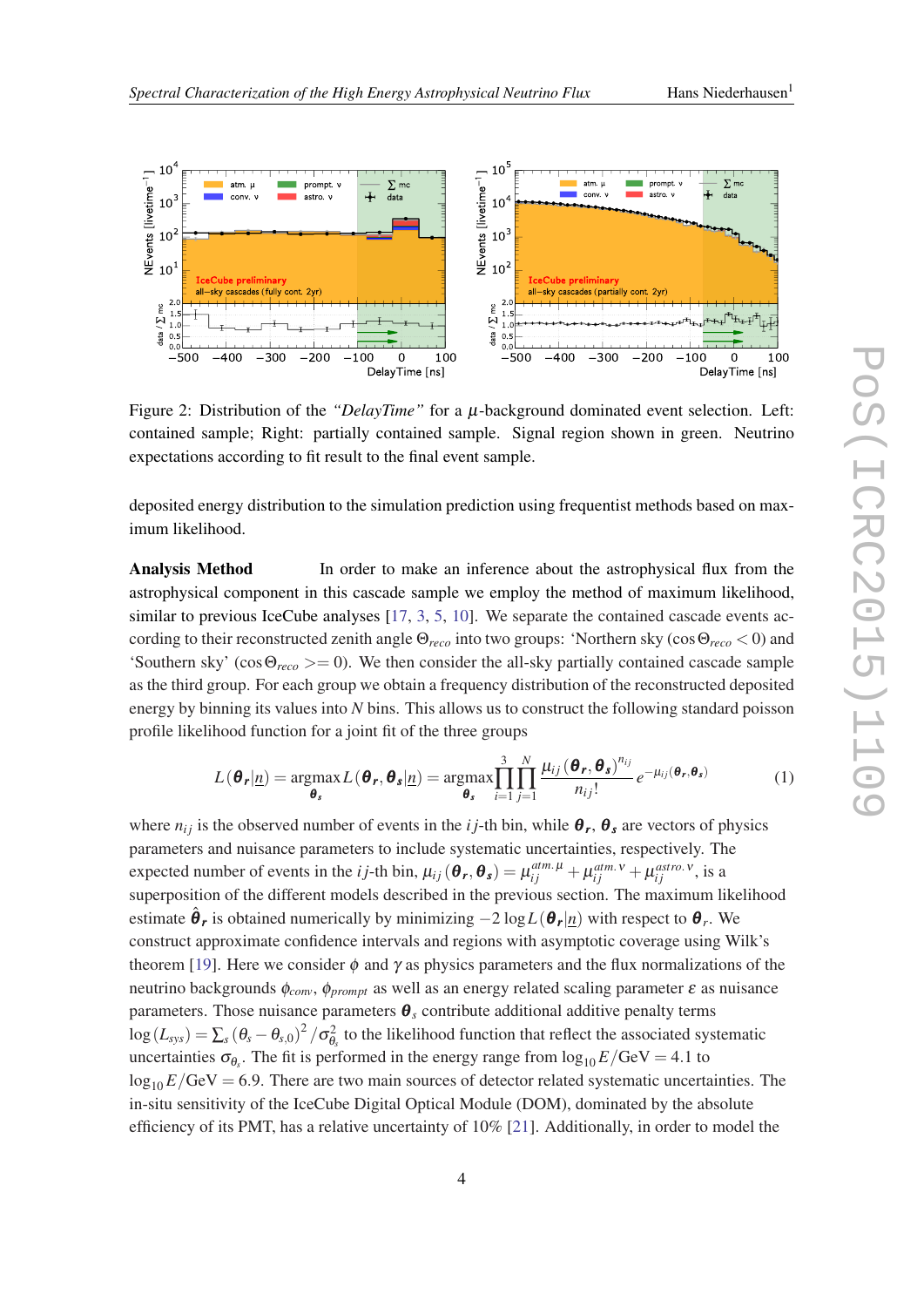Figure 2: Distribution of the *"DelayTime"* for a $\mu$-background dominated event selection. Left: contained sample; Right: partially contained sample. Signal region shown in green. Neutrino expectations according to fit result to the final event sample.

deposited energy distribution to the simulation prediction using frequentist methods based on maximum likelihood.

**Analysis Method** In order to make an inference about the astrophysical flux from the astrophysical component in this cascade sample we employ the method of maximum likelihood, similar to previous IceCube analyses [17, 3, 5, 10]. We separate the contained cascade events according to their reconstructed zenith angle $\Theta_{reco}$ into two groups: 'Northern sky' ($\cos\Theta_{reco} < 0$) and 'Southern sky' ($\cos\Theta_{reco} >= 0$). We then consider the all-sky partially contained cascade sample as the third group. For each group we obtain a frequency distribution of the reconstructed deposited energy by binning its values into $N$ bins. This allows us to construct the following standard poisson profile likelihood function for a joint fit of the three groups

$$L(\boldsymbol{\theta_r}|\underline{n}) = \underset{\boldsymbol{\theta_s}}{\operatorname{argmax}}\, L(\boldsymbol{\theta_r},\boldsymbol{\theta_s}|\underline{n}) = \underset{\boldsymbol{\theta_s}}{\operatorname{argmax}} \prod_{i=1}^{3}\prod_{j=1}^{N} \frac{\mu_{ij}(\boldsymbol{\theta_r},\boldsymbol{\theta_s})^{n_{ij}}}{n_{ij}!} e^{-\mu_{ij}(\boldsymbol{\theta_r},\boldsymbol{\theta_s})} \tag{1}$$

where $n_{ij}$ is the observed number of events in the $ij$-th bin, while $\boldsymbol{\theta_r}$, $\boldsymbol{\theta_s}$ are vectors of physics parameters and nuisance parameters to include systematic uncertainties, respectively. The expected number of events in the $ij$-th bin, $\mu_{ij}(\boldsymbol{\theta_r},\boldsymbol{\theta_s}) = \mu_{ij}^{atm.\mu} + \mu_{ij}^{atm.\nu} + \mu_{ij}^{astro.\nu}$, is a superposition of the different models described in the previous section. The maximum likelihood estimate $\hat{\boldsymbol{\theta}}_{\boldsymbol{r}}$ is obtained numerically by minimizing $-2\log L(\boldsymbol{\theta_r}|\underline{n})$ with respect to $\boldsymbol{\theta_r}$. We construct approximate confidence intervals and regions with asymptotic coverage using Wilk's theorem [19]. Here we consider $\phi$ and $\gamma$ as physics parameters and the flux normalizations of the neutrino backgrounds $\phi_{conv}$, $\phi_{prompt}$ as well as an energy related scaling parameter $\varepsilon$ as nuisance parameters. Those nuisance parameters $\boldsymbol{\theta}_s$ contribute additional additive penalty terms $\log(L_{sys}) = \sum_s (\theta_s - \theta_{s,0})^2/\sigma_{\theta_s}^2$ to the likelihood function that reflect the associated systematic uncertainties $\sigma_{\theta_s}$. The fit is performed in the energy range from $\log_{10} E/\mathrm{GeV} = 4.1$ to $\log_{10} E/\mathrm{GeV} = 6.9$. There are two main sources of detector related systematic uncertainties. The in-situ sensitivity of the IceCube Digital Optical Module (DOM), dominated by the absolute efficiency of its PMT, has a relative uncertainty of 10% [21]. Additionally, in order to model the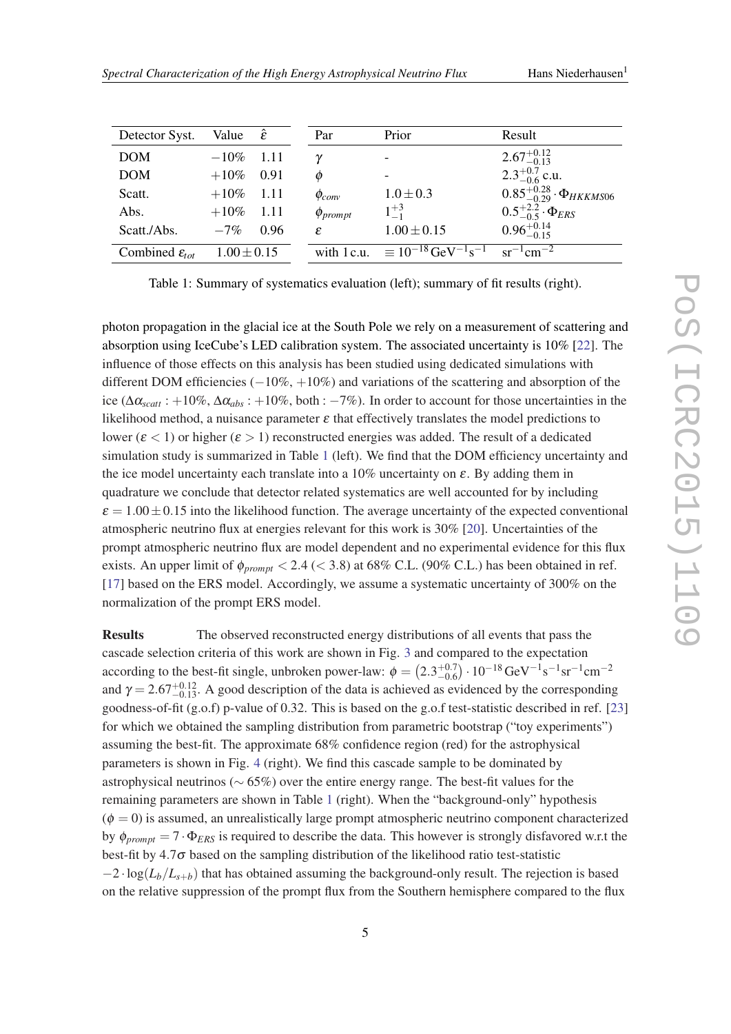| Detector Syst. | Value | $\hat{\varepsilon}$ |
|---|---|---|
| DOM | $-10\%$ | 1.11 |
| DOM | $+10\%$ | 0.91 |
| Scatt. | $+10\%$ | 1.11 |
| Abs. | $+10\%$ | 1.11 |
| Scatt./Abs. | $-7\%$ | 0.96 |
| Combined $\varepsilon_{tot}$ | $1.00 \pm 0.15$ | |

| Par | Prior | Result |
|---|---|---|
| $\gamma$ | - | $2.67^{+0.12}_{-0.13}$ |
| $\phi$ | - | $2.3^{+0.7}_{-0.6}$ c.u. |
| $\phi_{conv}$ | $1.0 \pm 0.3$ | $0.85^{+0.28}_{-0.29} \cdot \Phi_{HKKMS06}$ |
| $\phi_{prompt}$ | $1^{+3}_{-1}$ | $0.5^{+2.2}_{-0.5} \cdot \Phi_{ERS}$ |
| $\varepsilon$ | $1.00 \pm 0.15$ | $0.96^{+0.14}_{-0.15}$ |
| with 1 c.u. | $\equiv 10^{-18}\,\mathrm{GeV}^{-1}\mathrm{s}^{-1}$ | $\mathrm{sr}^{-1}\mathrm{cm}^{-2}$ |

Table 1: Summary of systematics evaluation (left); summary of fit results (right).

photon propagation in the glacial ice at the South Pole we rely on a measurement of scattering and absorption using IceCube's LED calibration system. The associated uncertainty is 10% [22]. The influence of those effects on this analysis has been studied using dedicated simulations with different DOM efficiencies ($-10\%$, $+10\%$) and variations of the scattering and absorption of the ice ($\Delta\alpha_{scatt}: +10\%$, $\Delta\alpha_{abs}: +10\%$, both : $-7\%$). In order to account for those uncertainties in the likelihood method, a nuisance parameter $\varepsilon$ that effectively translates the model predictions to lower ($\varepsilon < 1$) or higher ($\varepsilon > 1$) reconstructed energies was added. The result of a dedicated simulation study is summarized in Table 1 (left). We find that the DOM efficiency uncertainty and the ice model uncertainty each translate into a 10% uncertainty on $\varepsilon$. By adding them in quadrature we conclude that detector related systematics are well accounted for by including $\varepsilon = 1.00 \pm 0.15$ into the likelihood function. The average uncertainty of the expected conventional atmospheric neutrino flux at energies relevant for this work is 30% [20]. Uncertainties of the prompt atmospheric neutrino flux are model dependent and no experimental evidence for this flux exists. An upper limit of $\phi_{prompt} < 2.4$ ($< 3.8$) at 68% C.L. (90% C.L.) has been obtained in ref. [17] based on the ERS model. Accordingly, we assume a systematic uncertainty of 300% on the normalization of the prompt ERS model.

**Results** The observed reconstructed energy distributions of all events that pass the cascade selection criteria of this work are shown in Fig. 3 and compared to the expectation according to the best-fit single, unbroken power-law: $\phi = \left(2.3^{+0.7}_{-0.6}\right) \cdot 10^{-18}\,\mathrm{GeV}^{-1}\mathrm{s}^{-1}\mathrm{sr}^{-1}\mathrm{cm}^{-2}$ and $\gamma = 2.67^{+0.12}_{-0.13}$. A good description of the data is achieved as evidenced by the corresponding goodness-of-fit (g.o.f) p-value of 0.32. This is based on the g.o.f test-statistic described in ref. [23] for which we obtained the sampling distribution from parametric bootstrap ("toy experiments") assuming the best-fit. The approximate 68% confidence region (red) for the astrophysical parameters is shown in Fig. 4 (right). We find this cascade sample to be dominated by astrophysical neutrinos ($\sim 65\%$) over the entire energy range. The best-fit values for the remaining parameters are shown in Table 1 (right). When the "background-only" hypothesis ($\phi = 0$) is assumed, an unrealistically large prompt atmospheric neutrino component characterized by $\phi_{prompt} = 7 \cdot \Phi_{ERS}$ is required to describe the data. This however is strongly disfavored w.r.t the best-fit by $4.7\sigma$ based on the sampling distribution of the likelihood ratio test-statistic $-2 \cdot \log(L_b/L_{s+b})$ that has obtained assuming the background-only result. The rejection is based on the relative suppression of the prompt flux from the Southern hemisphere compared to the flux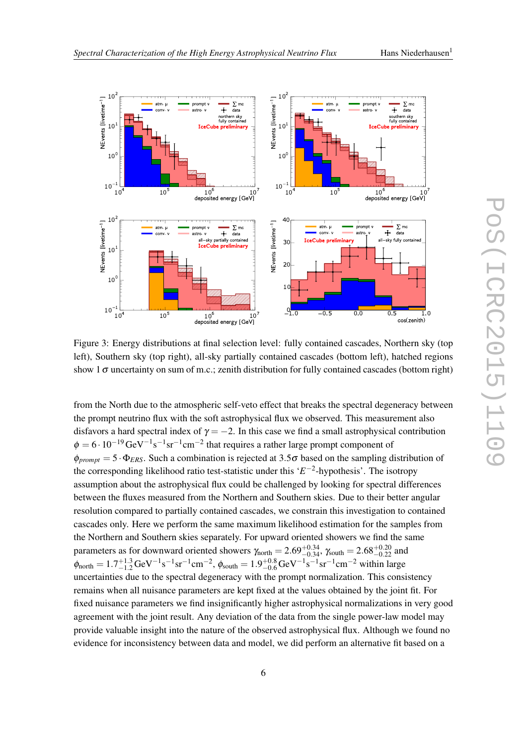Figure 3: Energy distributions at final selection level: fully contained cascades, Northern sky (top left), Southern sky (top right), all-sky partially contained cascades (bottom left), hatched regions show $1\,\sigma$ uncertainty on sum of m.c.; zenith distribution for fully contained cascades (bottom right)

from the North due to the atmospheric self-veto effect that breaks the spectral degeneracy between the prompt neutrino flux with the soft astrophysical flux we observed. This measurement also disfavors a hard spectral index of $\gamma = -2$. In this case we find a small astrophysical contribution $\phi = 6 \cdot 10^{-19}\,\mathrm{GeV}^{-1}\mathrm{s}^{-1}\mathrm{sr}^{-1}\mathrm{cm}^{-2}$ that requires a rather large prompt component of $\phi_{prompt} = 5 \cdot \Phi_{ERS}$. Such a combination is rejected at $3.5\sigma$ based on the sampling distribution of the corresponding likelihood ratio test-statistic under this '$E^{-2}$-hypothesis'. The isotropy assumption about the astrophysical flux could be challenged by looking for spectral differences between the fluxes measured from the Northern and Southern skies. Due to their better angular resolution compared to partially contained cascades, we constrain this investigation to contained cascades only. Here we perform the same maximum likelihood estimation for the samples from the Northern and Southern skies separately. For upward oriented showers we find the same parameters as for downward oriented showers $\gamma_{\mathrm{north}} = 2.69^{+0.34}_{-0.34}$, $\gamma_{\mathrm{south}} = 2.68^{+0.20}_{-0.22}$ and $\phi_{\mathrm{north}} = 1.7^{+1.3}_{-1.2}\,\mathrm{GeV}^{-1}\mathrm{s}^{-1}\mathrm{sr}^{-1}\mathrm{cm}^{-2}$, $\phi_{\mathrm{south}} = 1.9^{+0.8}_{-0.6}\,\mathrm{GeV}^{-1}\mathrm{s}^{-1}\mathrm{sr}^{-1}\mathrm{cm}^{-2}$ within large uncertainties due to the spectral degeneracy with the prompt normalization. This consistency remains when all nuisance parameters are kept fixed at the values obtained by the joint fit. For fixed nuisance parameters we find insignificantly higher astrophysical normalizations in very good agreement with the joint result. Any deviation of the data from the single power-law model may provide valuable insight into the nature of the observed astrophysical flux. Although we found no evidence for inconsistency between data and model, we did perform an alternative fit based on a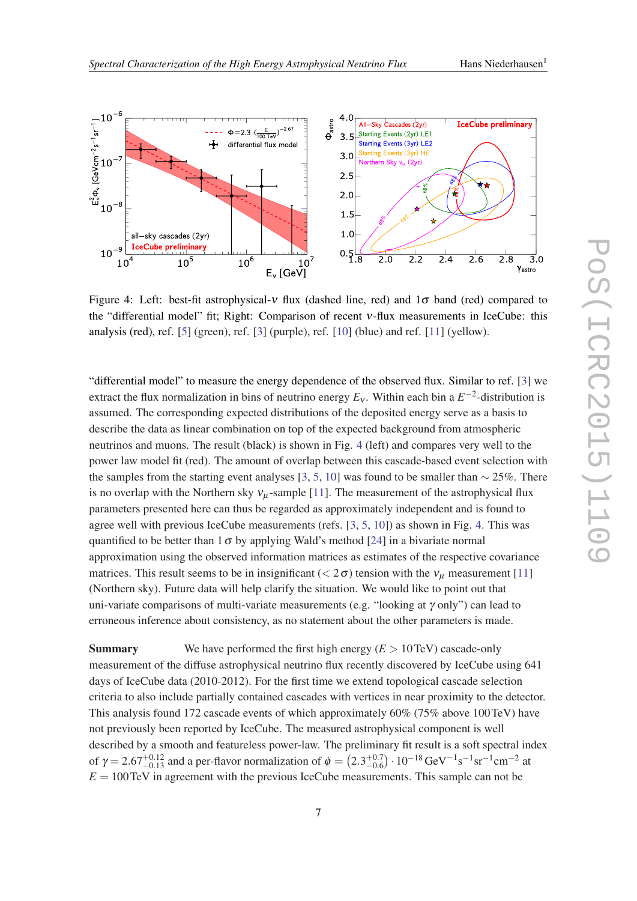Figure 4: Left: best-fit astrophysical-$\nu$ flux (dashed line, red) and $1\sigma$ band (red) compared to the "differential model" fit; Right: Comparison of recent $\nu$-flux measurements in IceCube: this analysis (red), ref. [5] (green), ref. [3] (purple), ref. [10] (blue) and ref. [11] (yellow).

"differential model" to measure the energy dependence of the observed flux. Similar to ref. [3] we extract the flux normalization in bins of neutrino energy $E_\nu$. Within each bin a $E^{-2}$-distribution is assumed. The corresponding expected distributions of the deposited energy serve as a basis to describe the data as linear combination on top of the expected background from atmospheric neutrinos and muons. The result (black) is shown in Fig. 4 (left) and compares very well to the power law model fit (red). The amount of overlap between this cascade-based event selection with the samples from the starting event analyses [3, 5, 10] was found to be smaller than $\sim 25\%$. There is no overlap with the Northern sky $\nu_\mu$-sample [11]. The measurement of the astrophysical flux parameters presented here can thus be regarded as approximately independent and is found to agree well with previous IceCube measurements (refs. [3, 5, 10]) as shown in Fig. 4. This was quantified to be better than $1\,\sigma$ by applying Wald's method [24] in a bivariate normal approximation using the observed information matrices as estimates of the respective covariance matrices. This result seems to be in insignificant ($< 2\,\sigma$) tension with the $\nu_\mu$ measurement [11] (Northern sky). Future data will help clarify the situation. We would like to point out that uni-variate comparisons of multi-variate measurements (e.g. "looking at $\gamma$ only") can lead to erroneous inference about consistency, as no statement about the other parameters is made.

**Summary** We have performed the first high energy ($E > 10\,\mathrm{TeV}$) cascade-only measurement of the diffuse astrophysical neutrino flux recently discovered by IceCube using 641 days of IceCube data (2010-2012). For the first time we extend topological cascade selection criteria to also include partially contained cascades with vertices in near proximity to the detector. This analysis found 172 cascade events of which approximately 60% (75% above 100 TeV) have not previously been reported by IceCube. The measured astrophysical component is well described by a smooth and featureless power-law. The preliminary fit result is a soft spectral index of $\gamma = 2.67^{+0.12}_{-0.13}$ and a per-flavor normalization of $\phi = \left(2.3^{+0.7}_{-0.6}\right) \cdot 10^{-18}\,\mathrm{GeV}^{-1}\mathrm{s}^{-1}\mathrm{sr}^{-1}\mathrm{cm}^{-2}$ at $E = 100\,\mathrm{TeV}$ in agreement with the previous IceCube measurements. This sample can not be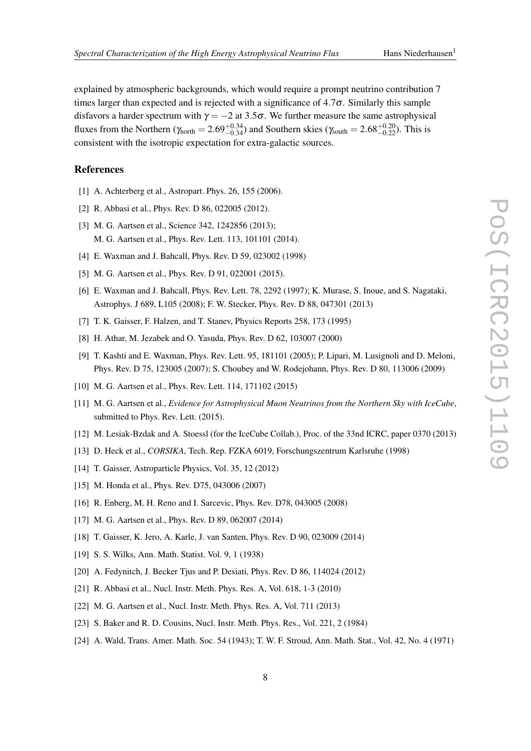explained by atmospheric backgrounds, which would require a prompt neutrino contribution 7 times larger than expected and is rejected with a significance of $4.7\sigma$. Similarly this sample disfavors a harder spectrum with $\gamma = -2$ at $3.5\sigma$. We further measure the same astrophysical fluxes from the Northern ($\gamma_{\mathrm{north}} = 2.69^{+0.34}_{-0.34}$) and Southern skies ($\gamma_{\mathrm{south}} = 2.68^{+0.20}_{-0.22}$). This is consistent with the isotropic expectation for extra-galactic sources.

## References

[1] A. Achterberg et al., Astropart. Phys. 26, 155 (2006).

[2] R. Abbasi et al., Phys. Rev. D 86, 022005 (2012).

[3] M. G. Aartsen et al., Science 342, 1242856 (2013);
M. G. Aartsen et al., Phys. Rev. Lett. 113, 101101 (2014).

[4] E. Waxman and J. Bahcall, Phys. Rev. D 59, 023002 (1998)

[5] M. G. Aartsen et al., Phys. Rev. D 91, 022001 (2015).

[6] E. Waxman and J. Bahcall, Phys. Rev. Lett. 78, 2292 (1997); K. Murase, S. Inoue, and S. Nagataki, Astrophys. J 689, L105 (2008); F. W. Stecker, Phys. Rev. D 88, 047301 (2013)

[7] T. K. Gaisser, F. Halzen, and T. Stanev, Physics Reports 258, 173 (1995)

[8] H. Athar, M. Jezabek and O. Yasuda, Phys. Rev. D 62, 103007 (2000)

[9] T. Kashti and E. Waxman, Phys. Rev. Lett. 95, 181101 (2005); P. Lipari, M. Lusignoli and D. Meloni, Phys. Rev. D 75, 123005 (2007); S. Choubey and W. Rodejohann, Phys. Rev. D 80, 113006 (2009)

[10] M. G. Aartsen et al., Phys. Rev. Lett. 114, 171102 (2015)

[11] M. G. Aartsen et al., *Evidence for Astrophysical Muon Neutrinos from the Northern Sky with IceCube*, submitted to Phys. Rev. Lett. (2015).

[12] M. Lesiak-Bzdak and A. Stoessl (for the IceCube Collab.), Proc. of the 33nd ICRC, paper 0370 (2013)

[13] D. Heck et al., *CORSIKA*, Tech. Rep. FZKA 6019, Forschungszentrum Karlsruhe (1998)

[14] T. Gaisser, Astroparticle Physics, Vol. 35, 12 (2012)

[15] M. Honda et al., Phys. Rev. D75, 043006 (2007)

[16] R. Enberg, M. H. Reno and I. Sarcevic, Phys. Rev. D78, 043005 (2008)

[17] M. G. Aartsen et al., Phys. Rev. D 89, 062007 (2014)

[18] T. Gaisser, K. Jero, A. Karle, J. van Santen, Phys. Rev. D 90, 023009 (2014)

[19] S. S. Wilks, Ann. Math. Statist. Vol. 9, 1 (1938)

[20] A. Fedynitch, J. Becker Tjus and P. Desiati, Phys. Rev. D 86, 114024 (2012)

[21] R. Abbasi et al., Nucl. Instr. Meth. Phys. Res. A, Vol. 618, 1-3 (2010)

[22] M. G. Aartsen et al., Nucl. Instr. Meth. Phys. Res. A, Vol. 711 (2013)

[23] S. Baker and R. D. Cousins, Nucl. Instr. Meth. Phys. Res., Vol. 221, 2 (1984)

[24] A. Wald, Trans. Amer. Math. Soc. 54 (1943); T. W. F. Stroud, Ann. Math. Stat., Vol. 42, No. 4 (1971)